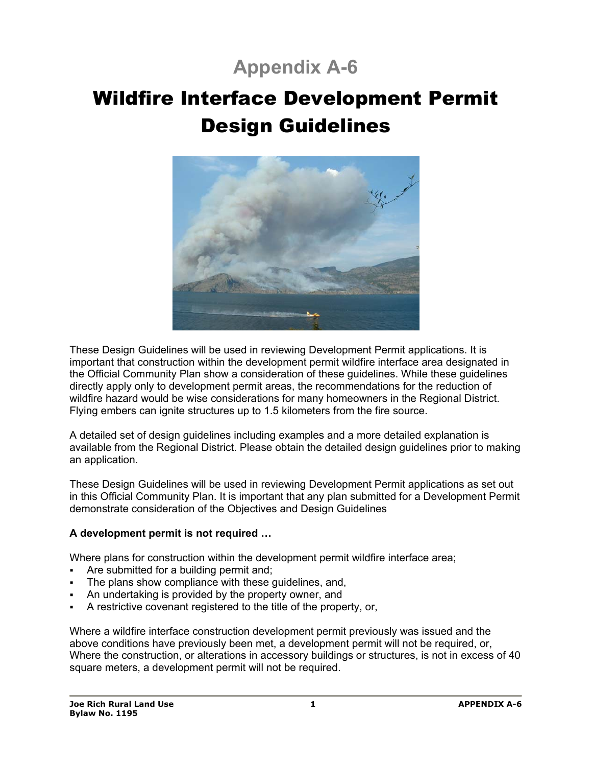# Appendix A-6

# Wildfire Interface Development Permit Design Guidelines

These Design Guidelines will be used in reviewing Development Permit applications. It is important that construction within the development permit wildfire interface area designated in the Official Community Plan show a consideration of these guidelines. While these guidelines directly apply only to development permit areas, the recommendations for the reduction of wildfire hazard would be wise considerations for many homeowners in the Regional District. Flying embers can ignite structures up to 1.5 kilometers from the fire source.

A detailed set of design guidelines including examples and a more detailed explanation is available from the Regional District. Please obtain the detailed design guidelines prior to making an application.

These Design Guidelines will be used in reviewing Development Permit applications as set out in this Official Community Plan. It is important that any plan submitted for a Development Permit demonstrate consideration of the Objectives and Design Guidelines

**A development permit is not required …**

Where plans for construction within the development permit wildfire interface area;

- Are submitted for a building permit and;
- The plans show compliance with these guidelines, and,
- An undertaking is provided by the property owner, and
- A restrictive covenant registered to the title of the property, or,

Where a wildfire interface construction development permit previously was issued and the above conditions have previously been met, a development permit will not be required, or, Where the construction, or alterations in accessory buildings or structures, is not in excess of 40 square meters, a development permit will not be required.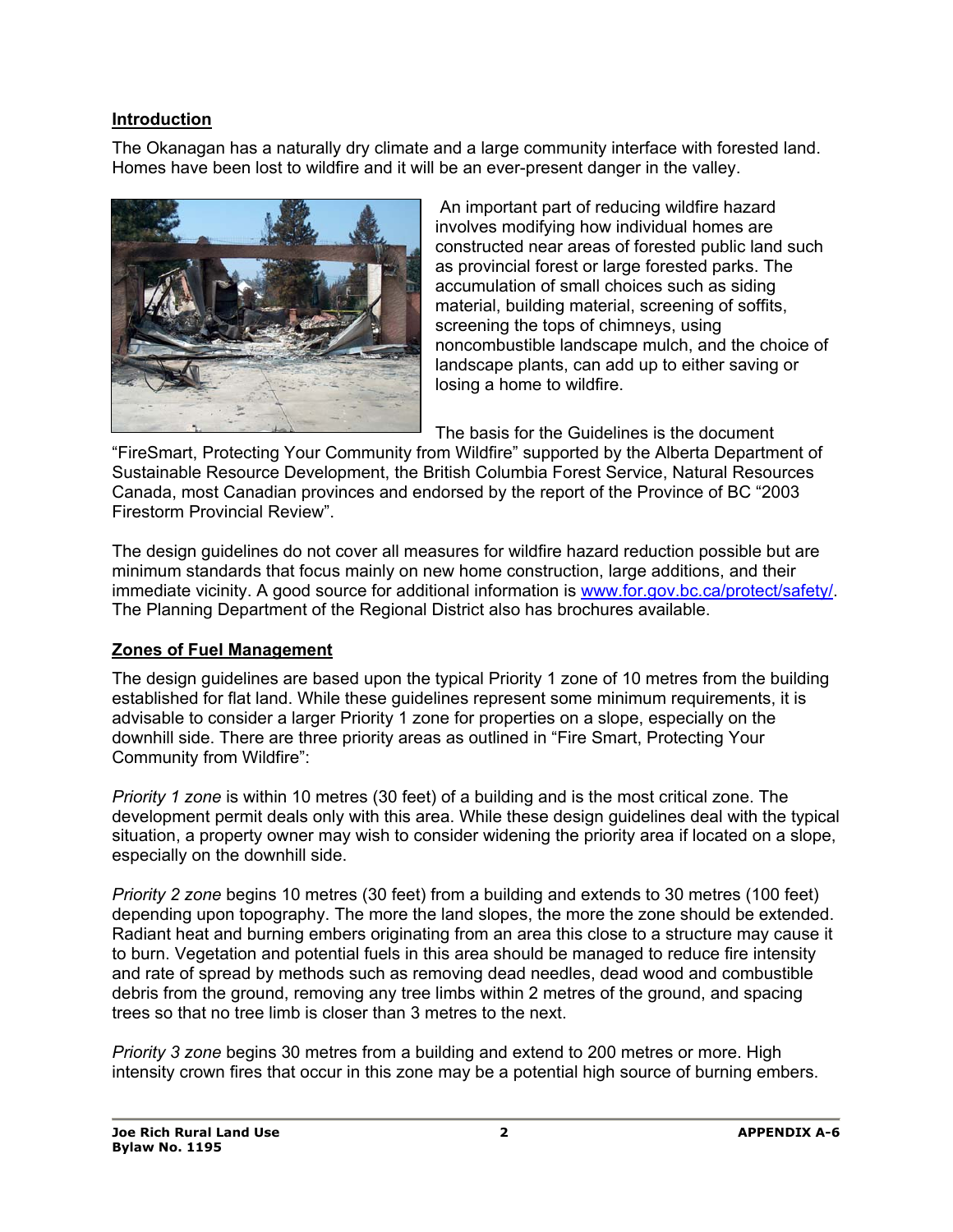## Introduction

The Okanagan has a naturally dry climate and a large community interface with forested land. Homes have been lost to wildfire and it will be an ever-present danger in the valley.

An important part of reducing wildfire hazard involves modifying how individual homes are constructed near areas of forested public land such as provincial forest or large forested parks. The accumulation of small choices such as siding material, building material, screening of soffits, screening the tops of chimneys, using noncombustible landscape mulch, and the choice of landscape plants, can add up to either saving or losing a home to wildfire.

The basis for the Guidelines is the document "FireSmart, Protecting Your Community from Wildfire" supported by the Alberta Department of Sustainable Resource Development, the British Columbia Forest Service, Natural Resources Canada, most Canadian provinces and endorsed by the report of the Province of BC "2003 Firestorm Provincial Review".

The design guidelines do not cover all measures for wildfire hazard reduction possible but are minimum standards that focus mainly on new home construction, large additions, and their immediate vicinity. A good source for additional information is www.for.gov.bc.ca/protect/safety/. The Planning Department of the Regional District also has brochures available.

## Zones of Fuel Management

The design guidelines are based upon the typical Priority 1 zone of 10 metres from the building established for flat land. While these guidelines represent some minimum requirements, it is advisable to consider a larger Priority 1 zone for properties on a slope, especially on the downhill side. There are three priority areas as outlined in "Fire Smart, Protecting Your Community from Wildfire":

*Priority 1 zone* is within 10 metres (30 feet) of a building and is the most critical zone. The development permit deals only with this area. While these design guidelines deal with the typical situation, a property owner may wish to consider widening the priority area if located on a slope, especially on the downhill side.

*Priority 2 zone* begins 10 metres (30 feet) from a building and extends to 30 metres (100 feet) depending upon topography. The more the land slopes, the more the zone should be extended. Radiant heat and burning embers originating from an area this close to a structure may cause it to burn. Vegetation and potential fuels in this area should be managed to reduce fire intensity and rate of spread by methods such as removing dead needles, dead wood and combustible debris from the ground, removing any tree limbs within 2 metres of the ground, and spacing trees so that no tree limb is closer than 3 metres to the next.

*Priority 3 zone* begins 30 metres from a building and extend to 200 metres or more. High intensity crown fires that occur in this zone may be a potential high source of burning embers.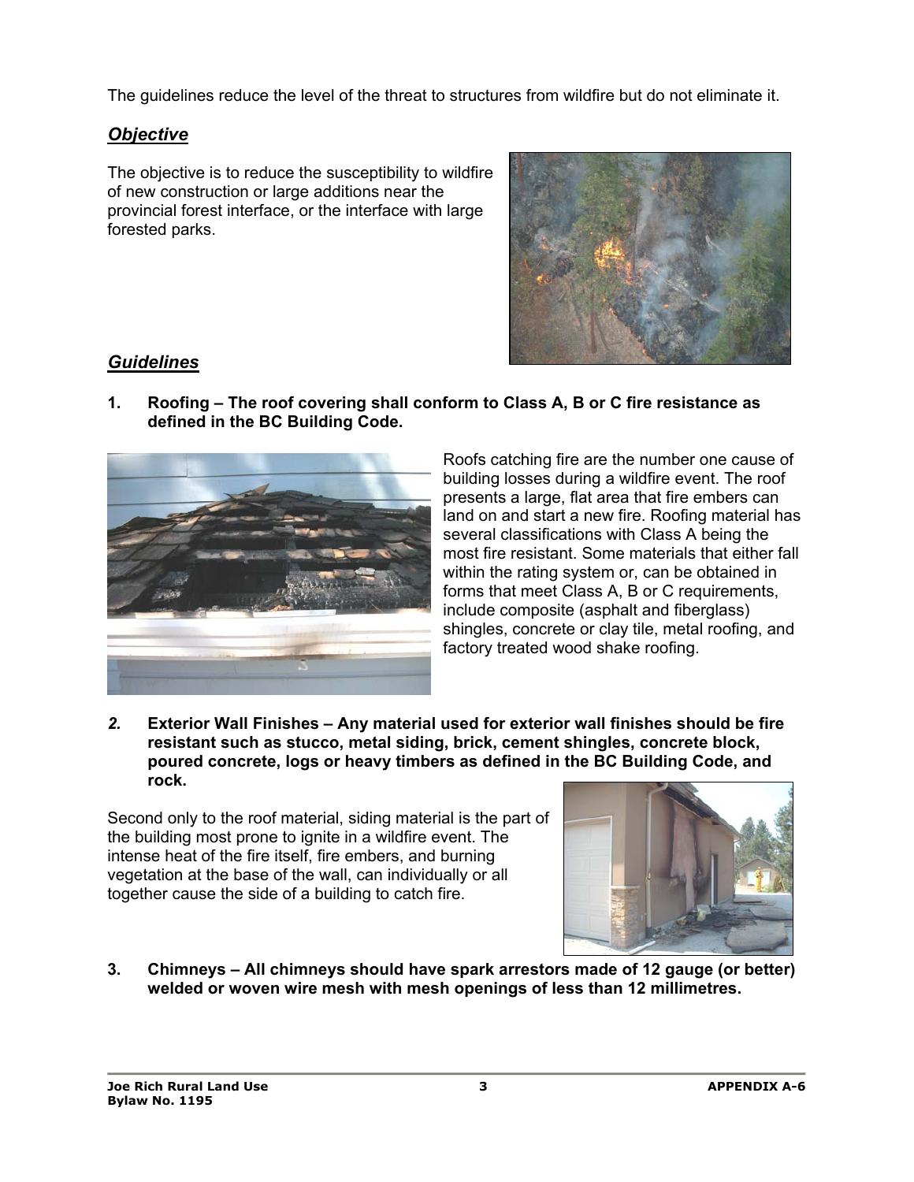The guidelines reduce the level of the threat to structures from wildfire but do not eliminate it.

## ***Objective***

The objective is to reduce the susceptibility to wildfire of new construction or large additions near the provincial forest interface, or the interface with large forested parks.

## ***Guidelines***

1. **Roofing – The roof covering shall conform to Class A, B or C fire resistance as defined in the BC Building Code.**

Roofs catching fire are the number one cause of building losses during a wildfire event. The roof presents a large, flat area that fire embers can land on and start a new fire. Roofing material has several classifications with Class A being the most fire resistant. Some materials that either fall within the rating system or, can be obtained in forms that meet Class A, B or C requirements, include composite (asphalt and fiberglass) shingles, concrete or clay tile, metal roofing, and factory treated wood shake roofing.

*2.* **Exterior Wall Finishes – Any material used for exterior wall finishes should be fire resistant such as stucco, metal siding, brick, cement shingles, concrete block, poured concrete, logs or heavy timbers as defined in the BC Building Code, and rock.**

Second only to the roof material, siding material is the part of the building most prone to ignite in a wildfire event. The intense heat of the fire itself, fire embers, and burning vegetation at the base of the wall, can individually or all together cause the side of a building to catch fire.

3. **Chimneys – All chimneys should have spark arrestors made of 12 gauge (or better) welded or woven wire mesh with mesh openings of less than 12 millimetres.**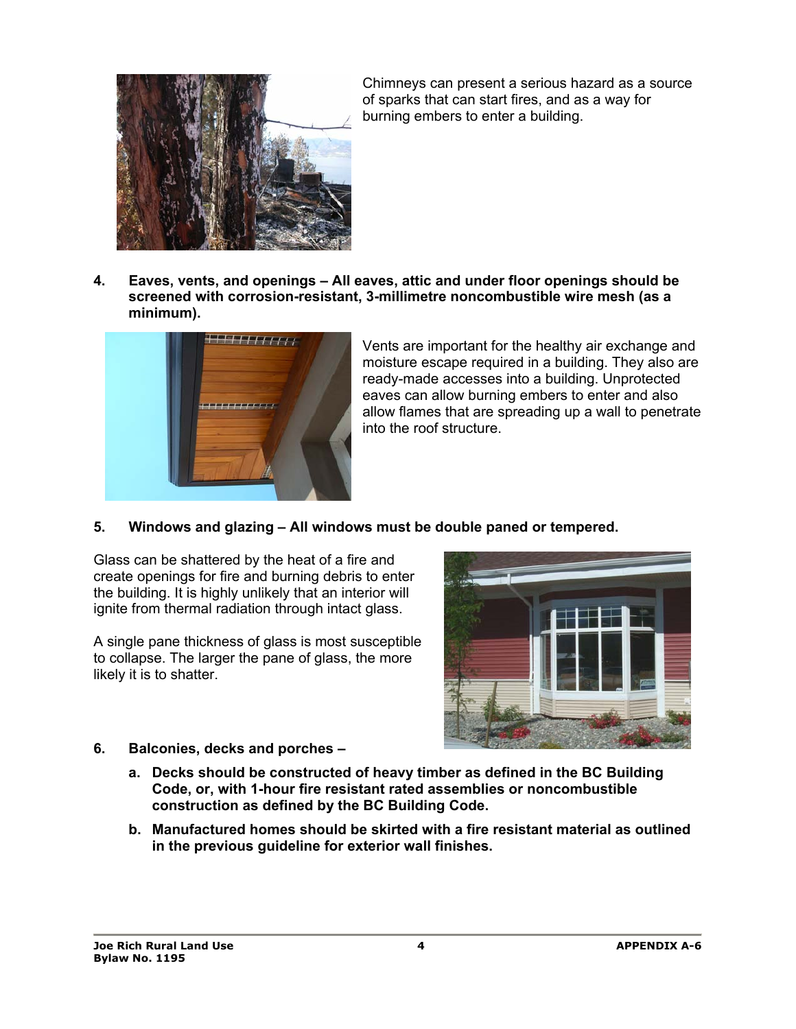Chimneys can present a serious hazard as a source of sparks that can start fires, and as a way for burning embers to enter a building.

4. **Eaves, vents, and openings – All eaves, attic and under floor openings should be screened with corrosion-resistant, 3-millimetre noncombustible wire mesh (as a minimum).**

Vents are important for the healthy air exchange and moisture escape required in a building. They also are ready-made accesses into a building. Unprotected eaves can allow burning embers to enter and also allow flames that are spreading up a wall to penetrate into the roof structure.

5. **Windows and glazing – All windows must be double paned or tempered.**

Glass can be shattered by the heat of a fire and create openings for fire and burning debris to enter the building. It is highly unlikely that an interior will ignite from thermal radiation through intact glass.

A single pane thickness of glass is most susceptible to collapse. The larger the pane of glass, the more likely it is to shatter.

6. **Balconies, decks and porches –**

   a. **Decks should be constructed of heavy timber as defined in the BC Building Code, or, with 1-hour fire resistant rated assemblies or noncombustible construction as defined by the BC Building Code.**

   b. **Manufactured homes should be skirted with a fire resistant material as outlined in the previous guideline for exterior wall finishes.**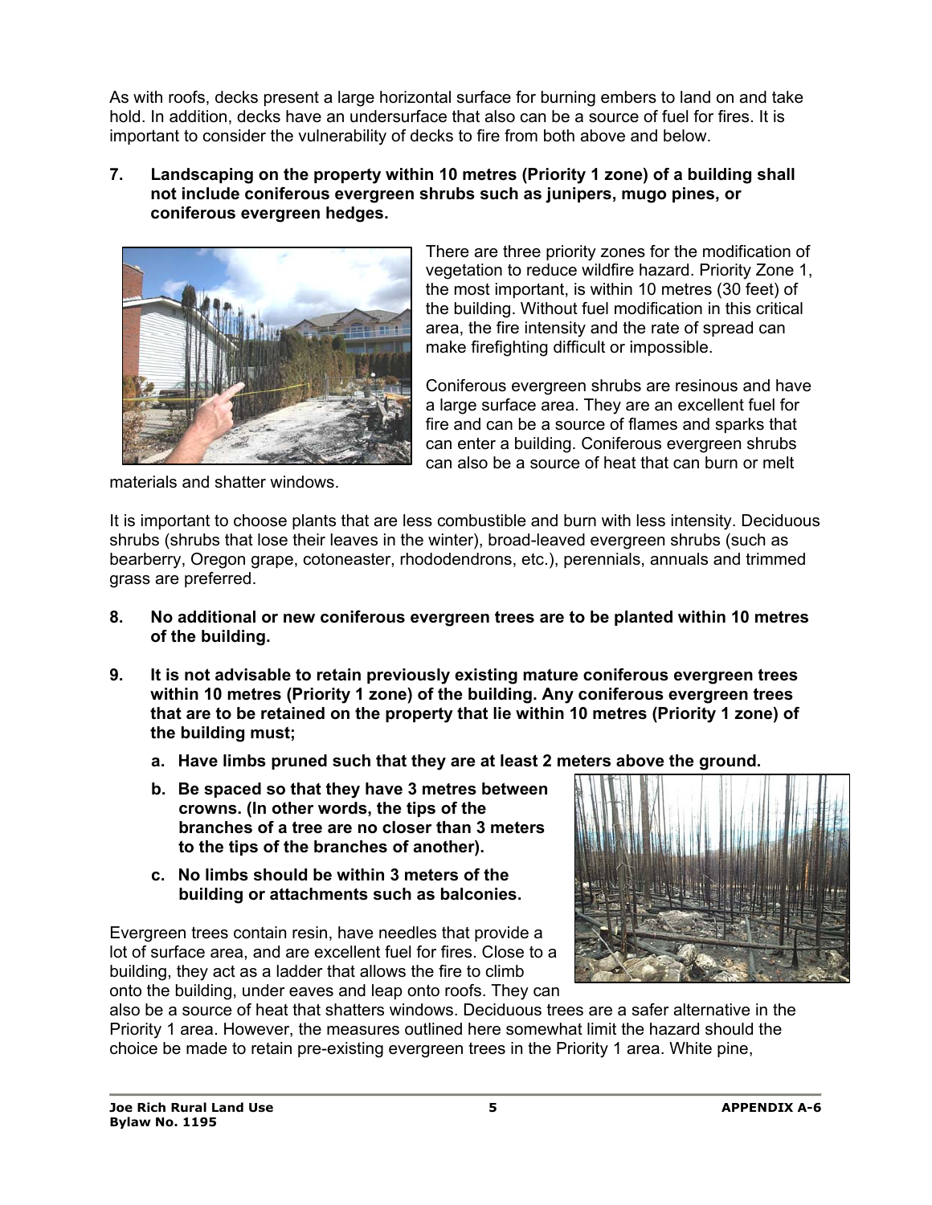As with roofs, decks present a large horizontal surface for burning embers to land on and take hold. In addition, decks have an undersurface that also can be a source of fuel for fires. It is important to consider the vulnerability of decks to fire from both above and below.

**7. Landscaping on the property within 10 metres (Priority 1 zone) of a building shall not include coniferous evergreen shrubs such as junipers, mugo pines, or coniferous evergreen hedges.**

There are three priority zones for the modification of vegetation to reduce wildfire hazard. Priority Zone 1, the most important, is within 10 metres (30 feet) of the building. Without fuel modification in this critical area, the fire intensity and the rate of spread can make firefighting difficult or impossible.

Coniferous evergreen shrubs are resinous and have a large surface area. They are an excellent fuel for fire and can be a source of flames and sparks that can enter a building. Coniferous evergreen shrubs can also be a source of heat that can burn or melt materials and shatter windows.

It is important to choose plants that are less combustible and burn with less intensity. Deciduous shrubs (shrubs that lose their leaves in the winter), broad-leaved evergreen shrubs (such as bearberry, Oregon grape, cotoneaster, rhododendrons, etc.), perennials, annuals and trimmed grass are preferred.

**8. No additional or new coniferous evergreen trees are to be planted within 10 metres of the building.**

**9. It is not advisable to retain previously existing mature coniferous evergreen trees within 10 metres (Priority 1 zone) of the building. Any coniferous evergreen trees that are to be retained on the property that lie within 10 metres (Priority 1 zone) of the building must;**

**a. Have limbs pruned such that they are at least 2 meters above the ground.**

**b. Be spaced so that they have 3 metres between crowns. (In other words, the tips of the branches of a tree are no closer than 3 meters to the tips of the branches of another).**

**c. No limbs should be within 3 meters of the building or attachments such as balconies.**

Evergreen trees contain resin, have needles that provide a lot of surface area, and are excellent fuel for fires. Close to a building, they act as a ladder that allows the fire to climb onto the building, under eaves and leap onto roofs. They can also be a source of heat that shatters windows. Deciduous trees are a safer alternative in the Priority 1 area. However, the measures outlined here somewhat limit the hazard should the choice be made to retain pre-existing evergreen trees in the Priority 1 area. White pine,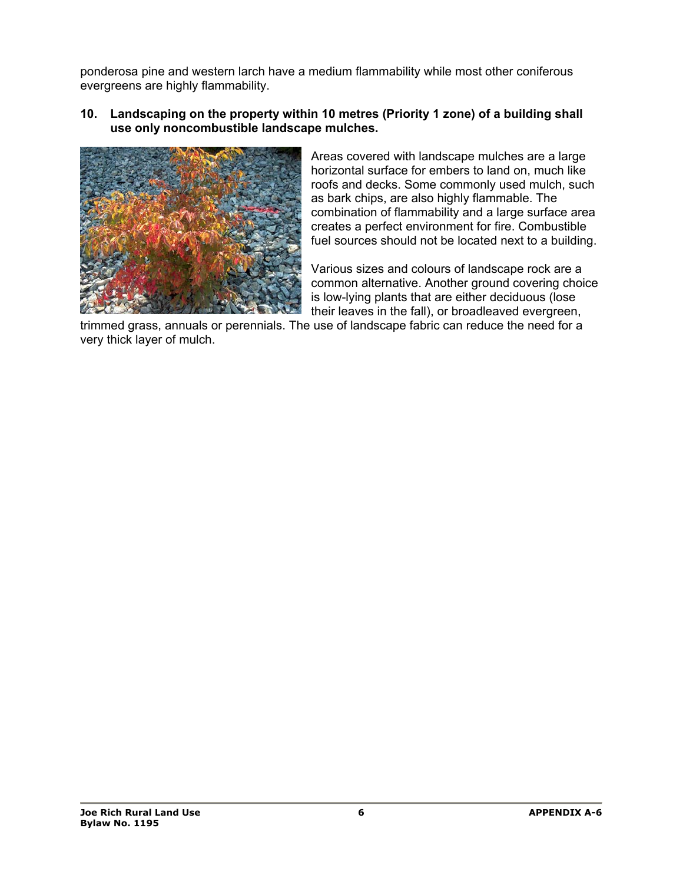ponderosa pine and western larch have a medium flammability while most other coniferous evergreens are highly flammability.

**10. Landscaping on the property within 10 metres (Priority 1 zone) of a building shall use only noncombustible landscape mulches.**

Areas covered with landscape mulches are a large horizontal surface for embers to land on, much like roofs and decks. Some commonly used mulch, such as bark chips, are also highly flammable. The combination of flammability and a large surface area creates a perfect environment for fire. Combustible fuel sources should not be located next to a building.

Various sizes and colours of landscape rock are a common alternative. Another ground covering choice is low-lying plants that are either deciduous (lose their leaves in the fall), or broadleaved evergreen, trimmed grass, annuals or perennials. The use of landscape fabric can reduce the need for a very thick layer of mulch.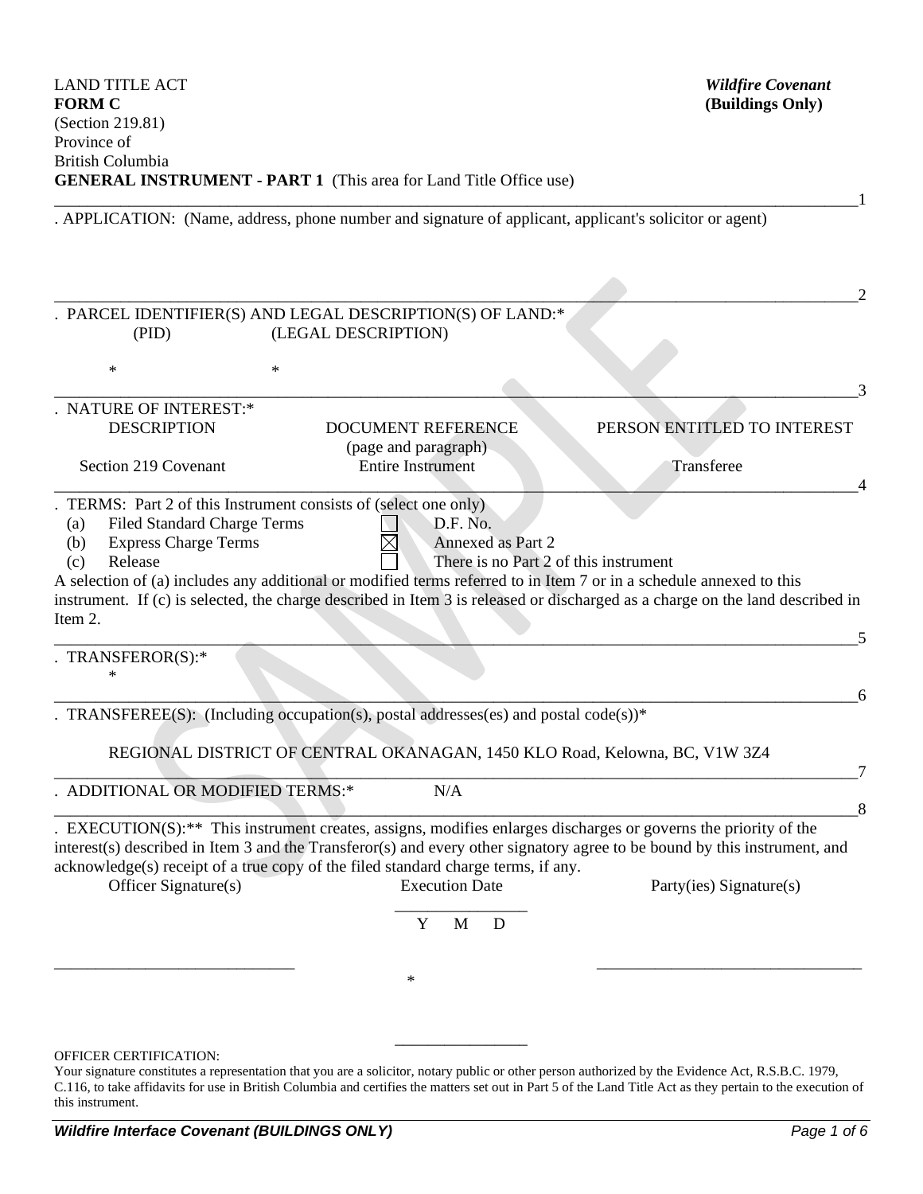LAND TITLE ACT
**FORM C**
(Section 219.81)
Province of
British Columbia
**GENERAL INSTRUMENT - PART 1** (This area for Land Title Office use)

***Wildfire Covenant***
**(Buildings Only)**

---

1. APPLICATION: (Name, address, phone number and signature of applicant, applicant's solicitor or agent)

---

2. PARCEL IDENTIFIER(S) AND LEGAL DESCRIPTION(S) OF LAND:*

| (PID) | (LEGAL DESCRIPTION) |
|---|---|
| * | * |

---

3. NATURE OF INTEREST:*

| DESCRIPTION | DOCUMENT REFERENCE (page and paragraph) | PERSON ENTITLED TO INTEREST |
|---|---|---|
| Section 219 Covenant | Entire Instrument | Transferee |

---

4. TERMS: Part 2 of this Instrument consists of (select one only)

| | | | |
|---|---|---|---|
| (a) | Filed Standard Charge Terms | ☐ | D.F. No. |
| (b) | Express Charge Terms | ☒ | Annexed as Part 2 |
| (c) | Release | ☐ | There is no Part 2 of this instrument |

A selection of (a) includes any additional or modified terms referred to in Item 7 or in a schedule annexed to this instrument. If (c) is selected, the charge described in Item 3 is released or discharged as a charge on the land described in Item 2.

---

5. TRANSFEROR(S):*

*

---

6. TRANSFEREE(S): (Including occupation(s), postal addresses(es) and postal code(s))*

REGIONAL DISTRICT OF CENTRAL OKANAGAN, 1450 KLO Road, Kelowna, BC, V1W 3Z4

---

7. ADDITIONAL OR MODIFIED TERMS:* N/A

---

8. EXECUTION(S):** This instrument creates, assigns, modifies enlarges discharges or governs the priority of the interest(s) described in Item 3 and the Transferor(s) and every other signatory agree to be bound by this instrument, and acknowledge(s) receipt of a true copy of the filed standard charge terms, if any.

| Officer Signature(s) | Execution Date | Party(ies) Signature(s) |
|---|---|---|
| | Y M D | |
| ______________________________ | * | ________________________________ |

OFFICER CERTIFICATION:
Your signature constitutes a representation that you are a solicitor, notary public or other person authorized by the Evidence Act, R.S.B.C. 1979, C.116, to take affidavits for use in British Columbia and certifies the matters set out in Part 5 of the Land Title Act as they pertain to the execution of this instrument.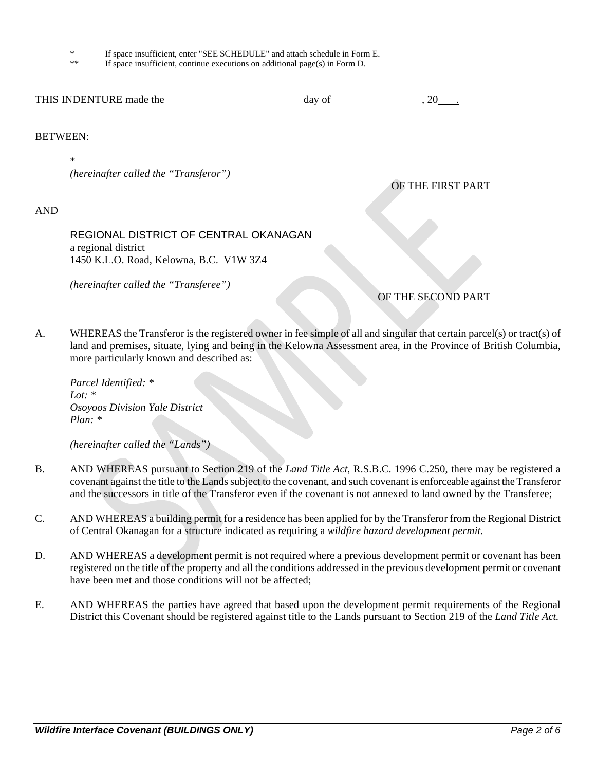\* If space insufficient, enter "SEE SCHEDULE" and attach schedule in Form E.
\*\* If space insufficient, continue executions on additional page(s) in Form D.

THIS INDENTURE made the day of , 20\_\_\_.

BETWEEN:

\*
*(hereinafter called the "Transferor")*

OF THE FIRST PART

AND

REGIONAL DISTRICT OF CENTRAL OKANAGAN
a regional district
1450 K.L.O. Road, Kelowna, B.C. V1W 3Z4

*(hereinafter called the "Transferee")*

OF THE SECOND PART

A. WHEREAS the Transferor is the registered owner in fee simple of all and singular that certain parcel(s) or tract(s) of land and premises, situate, lying and being in the Kelowna Assessment area, in the Province of British Columbia, more particularly known and described as:

*Parcel Identified: \**
*Lot: \**
*Osoyoos Division Yale District*
*Plan: \**

*(hereinafter called the "Lands")*

B. AND WHEREAS pursuant to Section 219 of the *Land Title Act*, R.S.B.C. 1996 C.250, there may be registered a covenant against the title to the Lands subject to the covenant, and such covenant is enforceable against the Transferor and the successors in title of the Transferor even if the covenant is not annexed to land owned by the Transferee;

C. AND WHEREAS a building permit for a residence has been applied for by the Transferor from the Regional District of Central Okanagan for a structure indicated as requiring a *wildfire hazard development permit.*

D. AND WHEREAS a development permit is not required where a previous development permit or covenant has been registered on the title of the property and all the conditions addressed in the previous development permit or covenant have been met and those conditions will not be affected;

E. AND WHEREAS the parties have agreed that based upon the development permit requirements of the Regional District this Covenant should be registered against title to the Lands pursuant to Section 219 of the *Land Title Act.*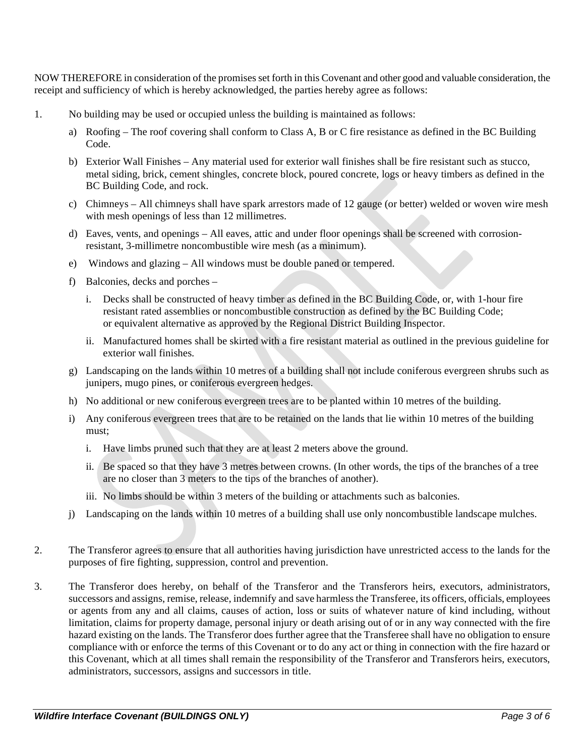NOW THEREFORE in consideration of the promises set forth in this Covenant and other good and valuable consideration, the receipt and sufficiency of which is hereby acknowledged, the parties hereby agree as follows:

1. No building may be used or occupied unless the building is maintained as follows:

   a) Roofing – The roof covering shall conform to Class A, B or C fire resistance as defined in the BC Building Code.

   b) Exterior Wall Finishes – Any material used for exterior wall finishes shall be fire resistant such as stucco, metal siding, brick, cement shingles, concrete block, poured concrete, logs or heavy timbers as defined in the BC Building Code, and rock.

   c) Chimneys – All chimneys shall have spark arrestors made of 12 gauge (or better) welded or woven wire mesh with mesh openings of less than 12 millimetres.

   d) Eaves, vents, and openings – All eaves, attic and under floor openings shall be screened with corrosion-resistant, 3-millimetre noncombustible wire mesh (as a minimum).

   e) Windows and glazing – All windows must be double paned or tempered.

   f) Balconies, decks and porches –

      i. Decks shall be constructed of heavy timber as defined in the BC Building Code, or, with 1-hour fire resistant rated assemblies or noncombustible construction as defined by the BC Building Code; or equivalent alternative as approved by the Regional District Building Inspector.

      ii. Manufactured homes shall be skirted with a fire resistant material as outlined in the previous guideline for exterior wall finishes.

   g) Landscaping on the lands within 10 metres of a building shall not include coniferous evergreen shrubs such as junipers, mugo pines, or coniferous evergreen hedges.

   h) No additional or new coniferous evergreen trees are to be planted within 10 metres of the building.

   i) Any coniferous evergreen trees that are to be retained on the lands that lie within 10 metres of the building must;

      i. Have limbs pruned such that they are at least 2 meters above the ground.

      ii. Be spaced so that they have 3 metres between crowns. (In other words, the tips of the branches of a tree are no closer than 3 meters to the tips of the branches of another).

      iii. No limbs should be within 3 meters of the building or attachments such as balconies.

   j) Landscaping on the lands within 10 metres of a building shall use only noncombustible landscape mulches.

2. The Transferor agrees to ensure that all authorities having jurisdiction have unrestricted access to the lands for the purposes of fire fighting, suppression, control and prevention.

3. The Transferor does hereby, on behalf of the Transferor and the Transferors heirs, executors, administrators, successors and assigns, remise, release, indemnify and save harmless the Transferee, its officers, officials, employees or agents from any and all claims, causes of action, loss or suits of whatever nature of kind including, without limitation, claims for property damage, personal injury or death arising out of or in any way connected with the fire hazard existing on the lands. The Transferor does further agree that the Transferee shall have no obligation to ensure compliance with or enforce the terms of this Covenant or to do any act or thing in connection with the fire hazard or this Covenant, which at all times shall remain the responsibility of the Transferor and Transferors heirs, executors, administrators, successors, assigns and successors in title.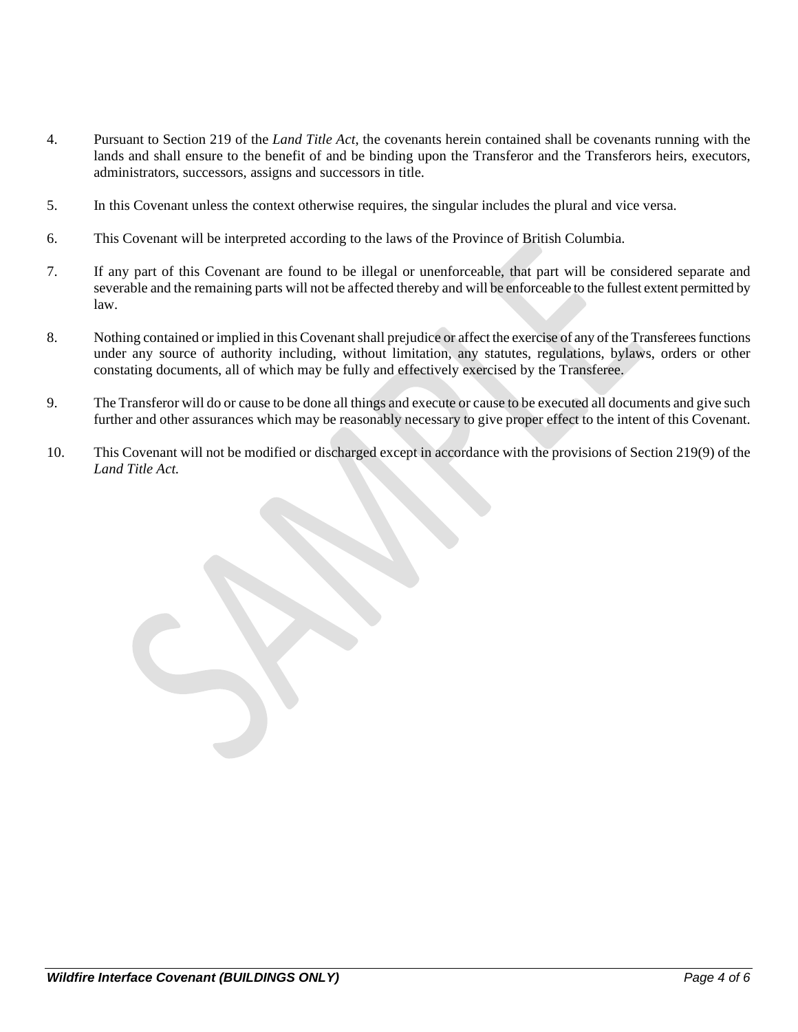4. Pursuant to Section 219 of the *Land Title Act*, the covenants herein contained shall be covenants running with the lands and shall ensure to the benefit of and be binding upon the Transferor and the Transferors heirs, executors, administrators, successors, assigns and successors in title.

5. In this Covenant unless the context otherwise requires, the singular includes the plural and vice versa.

6. This Covenant will be interpreted according to the laws of the Province of British Columbia.

7. If any part of this Covenant are found to be illegal or unenforceable, that part will be considered separate and severable and the remaining parts will not be affected thereby and will be enforceable to the fullest extent permitted by law.

8. Nothing contained or implied in this Covenant shall prejudice or affect the exercise of any of the Transferees functions under any source of authority including, without limitation, any statutes, regulations, bylaws, orders or other constating documents, all of which may be fully and effectively exercised by the Transferee.

9. The Transferor will do or cause to be done all things and execute or cause to be executed all documents and give such further and other assurances which may be reasonably necessary to give proper effect to the intent of this Covenant.

10. This Covenant will not be modified or discharged except in accordance with the provisions of Section 219(9) of the *Land Title Act.*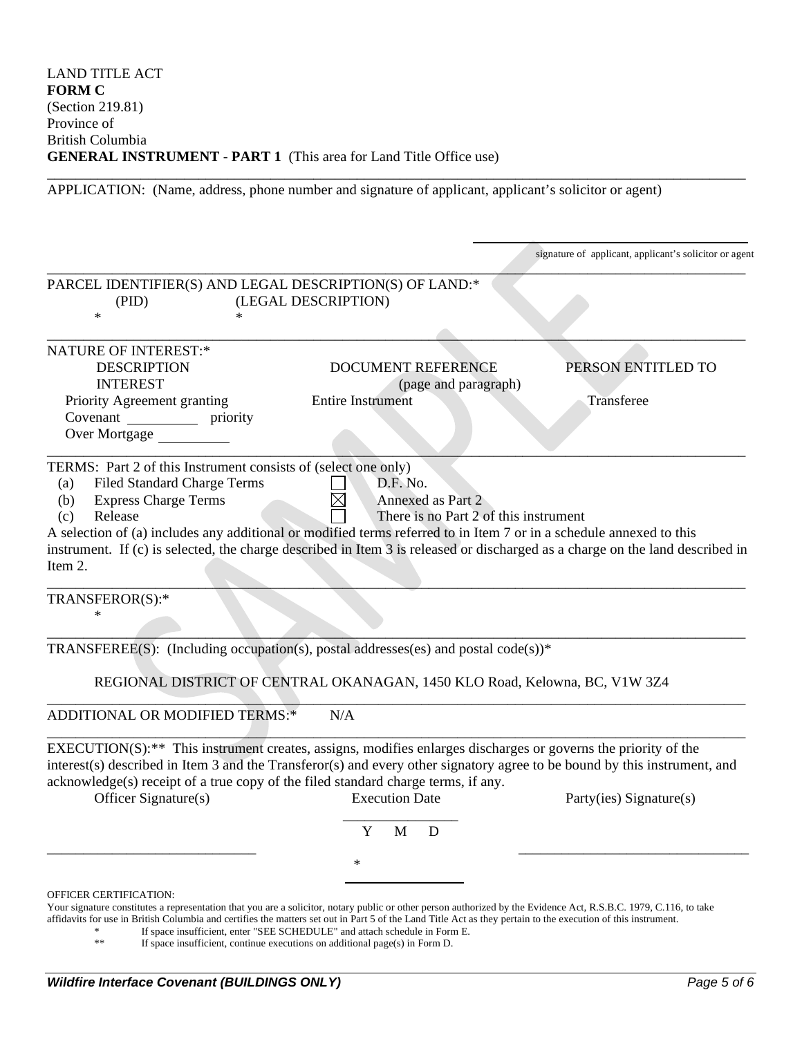LAND TITLE ACT
**FORM C**
(Section 219.81)
Province of
British Columbia
**GENERAL INSTRUMENT - PART 1** (This area for Land Title Office use)

APPLICATION: (Name, address, phone number and signature of applicant, applicant's solicitor or agent)

signature of applicant, applicant's solicitor or agent

PARCEL IDENTIFIER(S) AND LEGAL DESCRIPTION(S) OF LAND:*

| (PID) | (LEGAL DESCRIPTION) |
|---|---|
| * | * |

NATURE OF INTEREST:*

| DESCRIPTION INTEREST | DOCUMENT REFERENCE (page and paragraph) | PERSON ENTITLED TO |
|---|---|---|
| Priority Agreement granting Covenant ______ priority Over Mortgage ______ | Entire Instrument | Transferee |

TERMS: Part 2 of this Instrument consists of (select one only)

| | | | |
|---|---|---|---|
| (a) | Filed Standard Charge Terms | ☐ | D.F. No. |
| (b) | Express Charge Terms | ☒ | Annexed as Part 2 |
| (c) | Release | ☐ | There is no Part 2 of this instrument |

A selection of (a) includes any additional or modified terms referred to in Item 7 or in a schedule annexed to this instrument. If (c) is selected, the charge described in Item 3 is released or discharged as a charge on the land described in Item 2.

TRANSFEROR(S):*
*

TRANSFEREE(S): (Including occupation(s), postal addresses(es) and postal code(s))*

REGIONAL DISTRICT OF CENTRAL OKANAGAN, 1450 KLO Road, Kelowna, BC, V1W 3Z4

ADDITIONAL OR MODIFIED TERMS:* N/A

EXECUTION(S):** This instrument creates, assigns, modifies enlarges discharges or governs the priority of the interest(s) described in Item 3 and the Transferor(s) and every other signatory agree to be bound by this instrument, and acknowledge(s) receipt of a true copy of the filed standard charge terms, if any.

| Officer Signature(s) | Execution Date | Party(ies) Signature(s) |
|---|---|---|
| | Y M D | |
| ______________________ | * | ______________________ |

OFFICER CERTIFICATION:
Your signature constitutes a representation that you are a solicitor, notary public or other person authorized by the Evidence Act, R.S.B.C. 1979, C.116, to take affidavits for use in British Columbia and certifies the matters set out in Part 5 of the Land Title Act as they pertain to the execution of this instrument.

\* If space insufficient, enter "SEE SCHEDULE" and attach schedule in Form E.
** If space insufficient, continue executions on additional page(s) in Form D.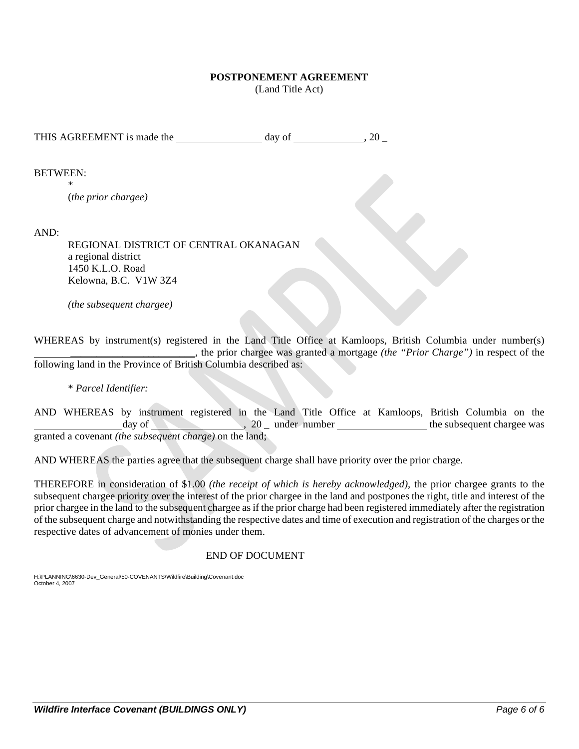**POSTPONEMENT AGREEMENT**
(Land Title Act)

THIS AGREEMENT is made the ________________ day of _____________, 20 _

BETWEEN:

\*
(*the prior chargee)*

AND:

REGIONAL DISTRICT OF CENTRAL OKANAGAN
a regional district
1450 K.L.O. Road
Kelowna, B.C. V1W 3Z4

*(the subsequent chargee)*

WHEREAS by instrument(s) registered in the Land Title Office at Kamloops, British Columbia under number(s) ________________________________, the prior chargee was granted a mortgage *(the "Prior Charge")* in respect of the following land in the Province of British Columbia described as:

\* *Parcel Identifier:*

AND WHEREAS by instrument registered in the Land Title Office at Kamloops, British Columbia on the ________________day of __________________, 20 _ under number _________________ the subsequent chargee was granted a covenant *(the subsequent charge)* on the land;

AND WHEREAS the parties agree that the subsequent charge shall have priority over the prior charge.

THEREFORE in consideration of $1.00 *(the receipt of which is hereby acknowledged),* the prior chargee grants to the subsequent chargee priority over the interest of the prior chargee in the land and postpones the right, title and interest of the prior chargee in the land to the subsequent chargee as if the prior charge had been registered immediately after the registration of the subsequent charge and notwithstanding the respective dates and time of execution and registration of the charges or the respective dates of advancement of monies under them.

END OF DOCUMENT

H:\PLANNING\6630-Dev_General\50-COVENANTS\Wildfire\Building\Covenant.doc
October 4, 2007